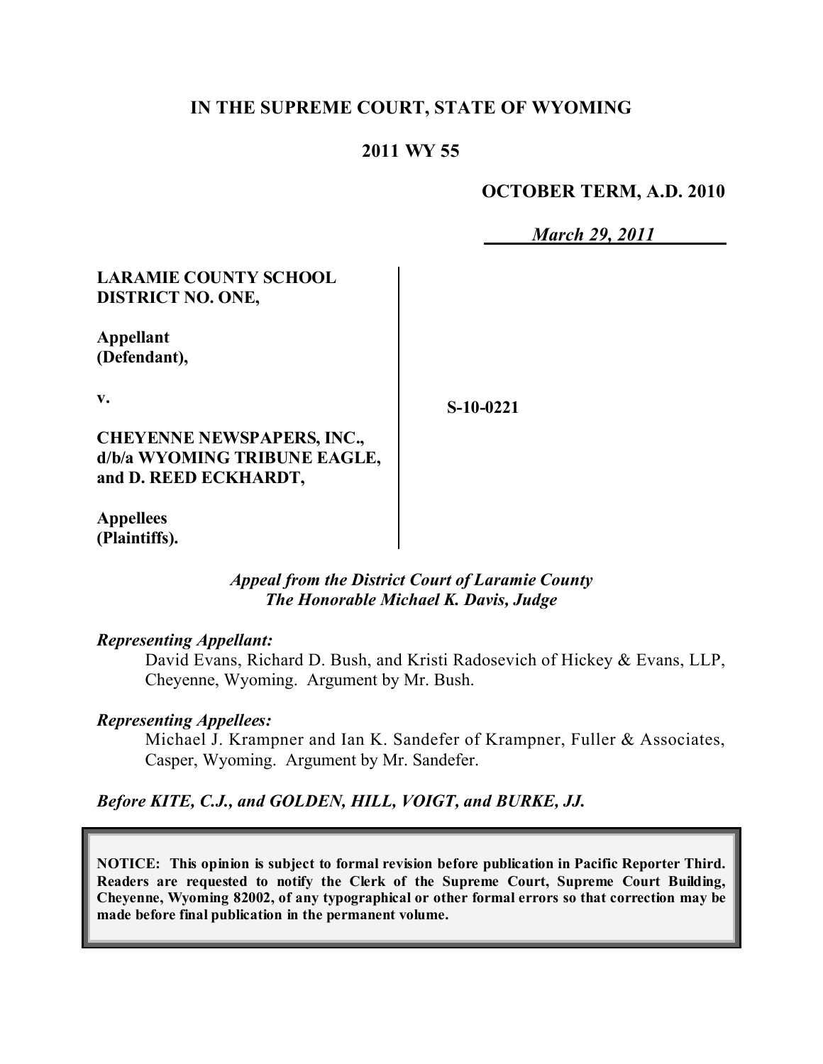**IN THE SUPREME COURT, STATE OF WYOMING**

**2011 WY 55**

**OCTOBER TERM, A.D. 2010**

***March 29, 2011***

**LARAMIE COUNTY SCHOOL DISTRICT NO. ONE,**

**Appellant (Defendant),**

**v.**

**CHEYENNE NEWSPAPERS, INC., d/b/a WYOMING TRIBUNE EAGLE, and D. REED ECKHARDT,**

**Appellees (Plaintiffs).**

**S-10-0221**

***Appeal from the District Court of Laramie County***
***The Honorable Michael K. Davis, Judge***

***Representing Appellant:***

David Evans, Richard D. Bush, and Kristi Radosevich of Hickey & Evans, LLP, Cheyenne, Wyoming. Argument by Mr. Bush.

***Representing Appellees:***

Michael J. Krampner and Ian K. Sandefer of Krampner, Fuller & Associates, Casper, Wyoming. Argument by Mr. Sandefer.

***Before KITE, C.J., and GOLDEN, HILL, VOIGT, and BURKE, JJ.***

**NOTICE: This opinion is subject to formal revision before publication in Pacific Reporter Third. Readers are requested to notify the Clerk of the Supreme Court, Supreme Court Building, Cheyenne, Wyoming 82002, of any typographical or other formal errors so that correction may be made before final publication in the permanent volume.**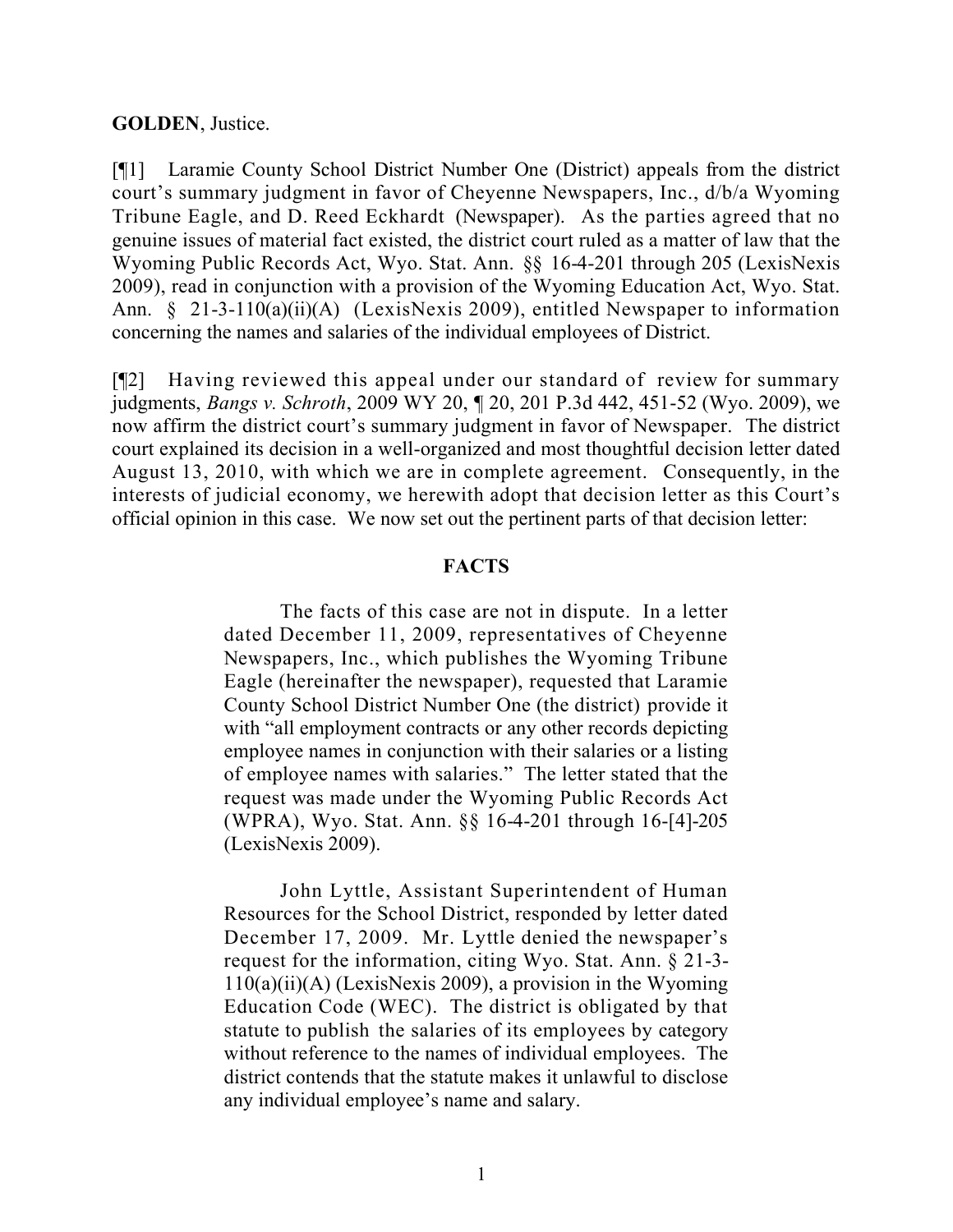**GOLDEN**, Justice.

[¶1] Laramie County School District Number One (District) appeals from the district court's summary judgment in favor of Cheyenne Newspapers, Inc., d/b/a Wyoming Tribune Eagle, and D. Reed Eckhardt (Newspaper). As the parties agreed that no genuine issues of material fact existed, the district court ruled as a matter of law that the Wyoming Public Records Act, Wyo. Stat. Ann. §§ 16-4-201 through 205 (LexisNexis 2009), read in conjunction with a provision of the Wyoming Education Act, Wyo. Stat. Ann. § 21-3-110(a)(ii)(A) (LexisNexis 2009), entitled Newspaper to information concerning the names and salaries of the individual employees of District.

[¶2] Having reviewed this appeal under our standard of review for summary judgments, *Bangs v. Schroth*, 2009 WY 20, ¶ 20, 201 P.3d 442, 451-52 (Wyo. 2009), we now affirm the district court's summary judgment in favor of Newspaper. The district court explained its decision in a well-organized and most thoughtful decision letter dated August 13, 2010, with which we are in complete agreement. Consequently, in the interests of judicial economy, we herewith adopt that decision letter as this Court's official opinion in this case. We now set out the pertinent parts of that decision letter:

> **FACTS**
>
> The facts of this case are not in dispute. In a letter dated December 11, 2009, representatives of Cheyenne Newspapers, Inc., which publishes the Wyoming Tribune Eagle (hereinafter the newspaper), requested that Laramie County School District Number One (the district) provide it with "all employment contracts or any other records depicting employee names in conjunction with their salaries or a listing of employee names with salaries." The letter stated that the request was made under the Wyoming Public Records Act (WPRA), Wyo. Stat. Ann. §§ 16-4-201 through 16-[4]-205 (LexisNexis 2009).
>
> John Lyttle, Assistant Superintendent of Human Resources for the School District, responded by letter dated December 17, 2009. Mr. Lyttle denied the newspaper's request for the information, citing Wyo. Stat. Ann. § 21-3-110(a)(ii)(A) (LexisNexis 2009), a provision in the Wyoming Education Code (WEC). The district is obligated by that statute to publish the salaries of its employees by category without reference to the names of individual employees. The district contends that the statute makes it unlawful to disclose any individual employee's name and salary.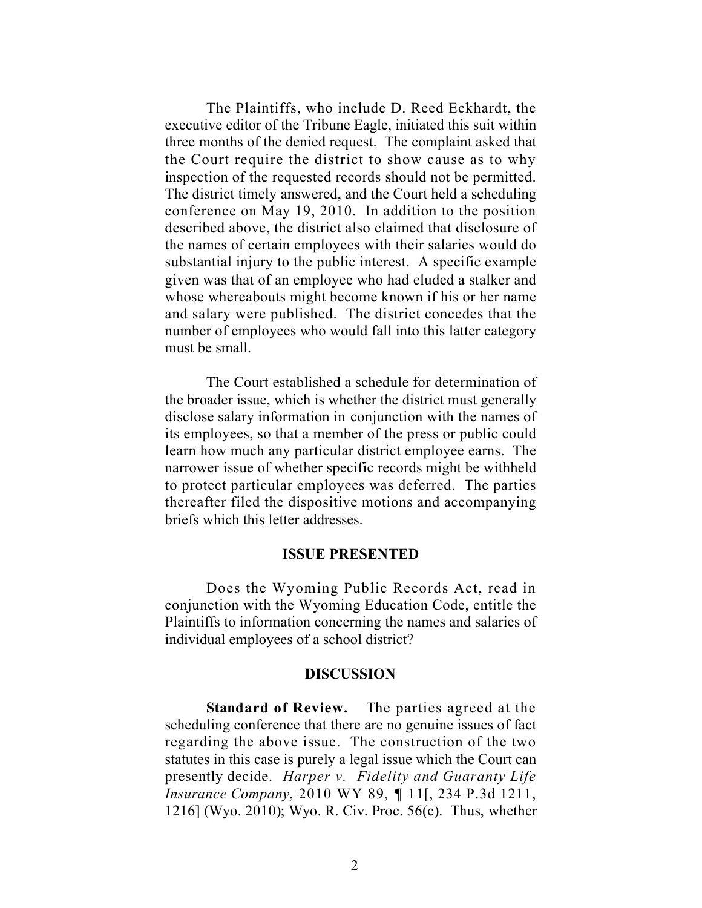The Plaintiffs, who include D. Reed Eckhardt, the executive editor of the Tribune Eagle, initiated this suit within three months of the denied request. The complaint asked that the Court require the district to show cause as to why inspection of the requested records should not be permitted. The district timely answered, and the Court held a scheduling conference on May 19, 2010. In addition to the position described above, the district also claimed that disclosure of the names of certain employees with their salaries would do substantial injury to the public interest. A specific example given was that of an employee who had eluded a stalker and whose whereabouts might become known if his or her name and salary were published. The district concedes that the number of employees who would fall into this latter category must be small.

The Court established a schedule for determination of the broader issue, which is whether the district must generally disclose salary information in conjunction with the names of its employees, so that a member of the press or public could learn how much any particular district employee earns. The narrower issue of whether specific records might be withheld to protect particular employees was deferred. The parties thereafter filed the dispositive motions and accompanying briefs which this letter addresses.

## ISSUE PRESENTED

Does the Wyoming Public Records Act, read in conjunction with the Wyoming Education Code, entitle the Plaintiffs to information concerning the names and salaries of individual employees of a school district?

## DISCUSSION

**Standard of Review.** The parties agreed at the scheduling conference that there are no genuine issues of fact regarding the above issue. The construction of the two statutes in this case is purely a legal issue which the Court can presently decide. *Harper v. Fidelity and Guaranty Life Insurance Company*, 2010 WY 89, ¶ 11[, 234 P.3d 1211, 1216] (Wyo. 2010); Wyo. R. Civ. Proc. 56(c). Thus, whether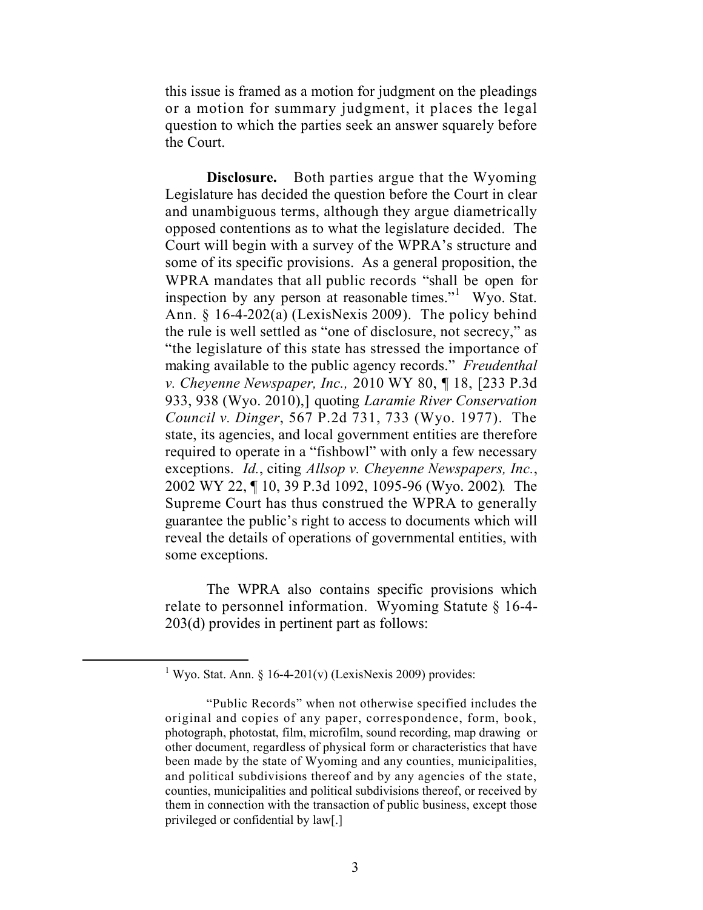this issue is framed as a motion for judgment on the pleadings or a motion for summary judgment, it places the legal question to which the parties seek an answer squarely before the Court.

**Disclosure.** Both parties argue that the Wyoming Legislature has decided the question before the Court in clear and unambiguous terms, although they argue diametrically opposed contentions as to what the legislature decided. The Court will begin with a survey of the WPRA's structure and some of its specific provisions. As a general proposition, the WPRA mandates that all public records "shall be open for inspection by any person at reasonable times."[1] Wyo. Stat. Ann. § 16-4-202(a) (LexisNexis 2009). The policy behind the rule is well settled as "one of disclosure, not secrecy," as "the legislature of this state has stressed the importance of making available to the public agency records." *Freudenthal v. Cheyenne Newspaper, Inc.,* 2010 WY 80, ¶ 18, [233 P.3d 933, 938 (Wyo. 2010),] quoting *Laramie River Conservation Council v. Dinger*, 567 P.2d 731, 733 (Wyo. 1977). The state, its agencies, and local government entities are therefore required to operate in a "fishbowl" with only a few necessary exceptions. *Id.*, citing *Allsop v. Cheyenne Newspapers, Inc.*, 2002 WY 22, ¶ 10, 39 P.3d 1092, 1095-96 (Wyo. 2002). The Supreme Court has thus construed the WPRA to generally guarantee the public's right to access to documents which will reveal the details of operations of governmental entities, with some exceptions.

The WPRA also contains specific provisions which relate to personnel information. Wyoming Statute § 16-4-203(d) provides in pertinent part as follows:

---

[1] Wyo. Stat. Ann. § 16-4-201(v) (LexisNexis 2009) provides:

> "Public Records" when not otherwise specified includes the original and copies of any paper, correspondence, form, book, photograph, photostat, film, microfilm, sound recording, map drawing or other document, regardless of physical form or characteristics that have been made by the state of Wyoming and any counties, municipalities, and political subdivisions thereof and by any agencies of the state, counties, municipalities and political subdivisions thereof, or received by them in connection with the transaction of public business, except those privileged or confidential by law[.]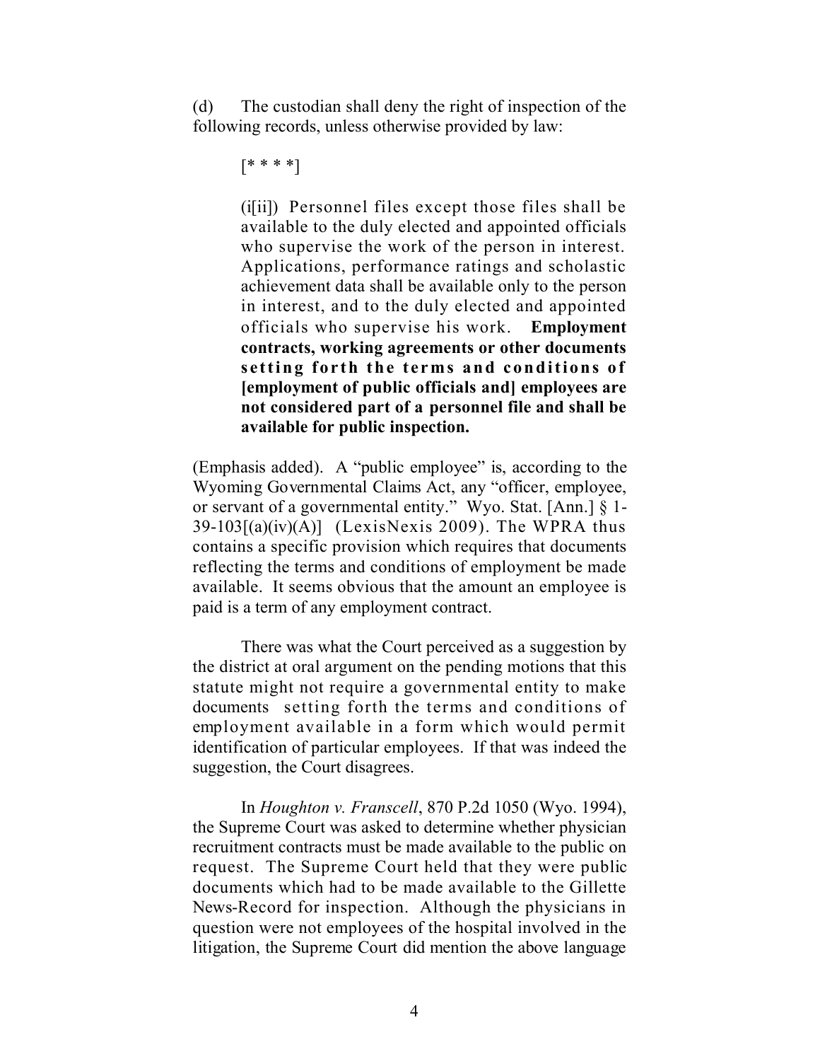(d) The custodian shall deny the right of inspection of the following records, unless otherwise provided by law:

> [* * * *]
>
> (i[ii]) Personnel files except those files shall be available to the duly elected and appointed officials who supervise the work of the person in interest. Applications, performance ratings and scholastic achievement data shall be available only to the person in interest, and to the duly elected and appointed officials who supervise his work. **Employment contracts, working agreements or other documents setting forth the terms and conditions of [employment of public officials and] employees are not considered part of a personnel file and shall be available for public inspection.**

(Emphasis added). A "public employee" is, according to the Wyoming Governmental Claims Act, any "officer, employee, or servant of a governmental entity." Wyo. Stat. [Ann.] § 1-39-103[(a)(iv)(A)] (LexisNexis 2009). The WPRA thus contains a specific provision which requires that documents reflecting the terms and conditions of employment be made available. It seems obvious that the amount an employee is paid is a term of any employment contract.

There was what the Court perceived as a suggestion by the district at oral argument on the pending motions that this statute might not require a governmental entity to make documents setting forth the terms and conditions of employment available in a form which would permit identification of particular employees. If that was indeed the suggestion, the Court disagrees.

In *Houghton v. Franscell*, 870 P.2d 1050 (Wyo. 1994), the Supreme Court was asked to determine whether physician recruitment contracts must be made available to the public on request. The Supreme Court held that they were public documents which had to be made available to the Gillette News-Record for inspection. Although the physicians in question were not employees of the hospital involved in the litigation, the Supreme Court did mention the above language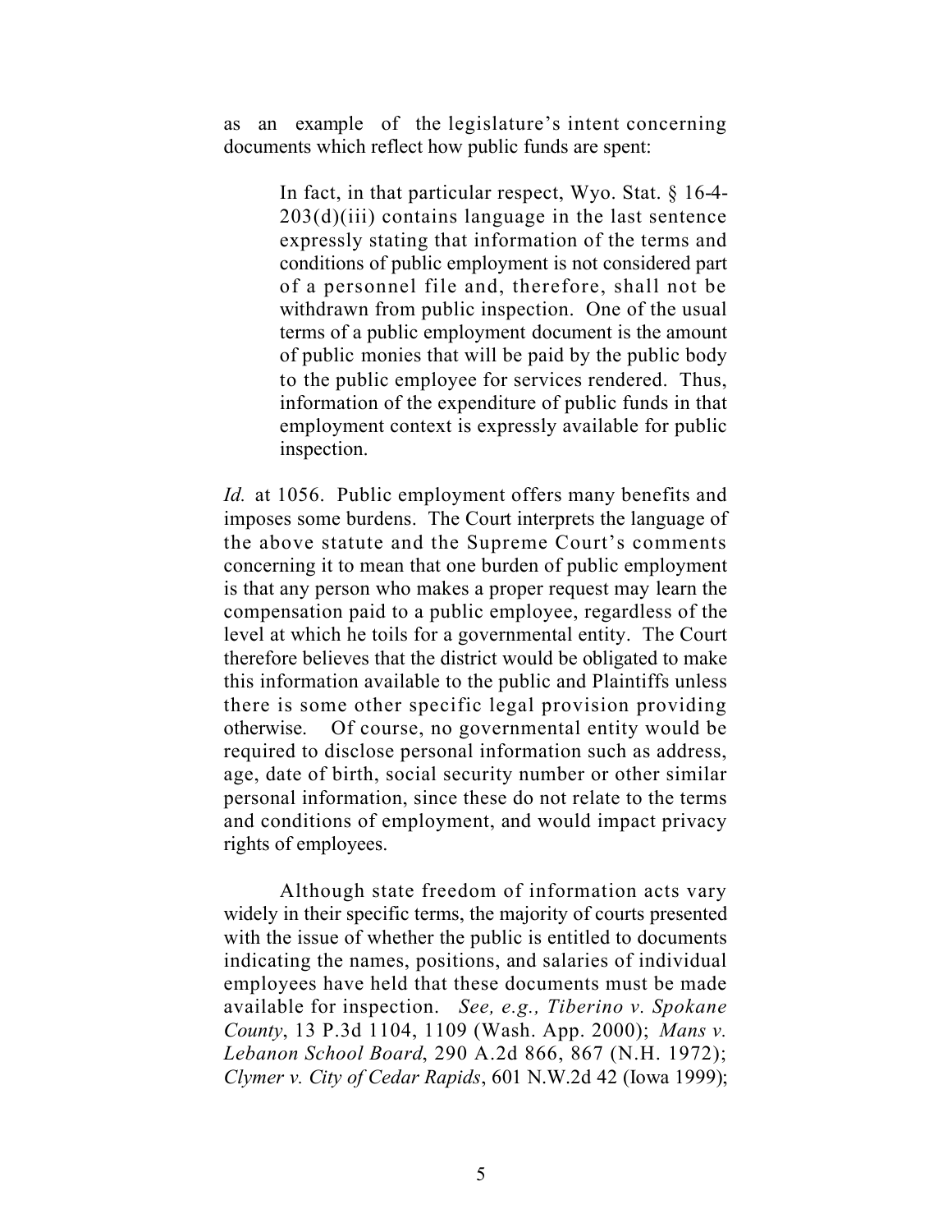as an example of the legislature's intent concerning documents which reflect how public funds are spent:

> In fact, in that particular respect, Wyo. Stat. § 16-4-203(d)(iii) contains language in the last sentence expressly stating that information of the terms and conditions of public employment is not considered part of a personnel file and, therefore, shall not be withdrawn from public inspection. One of the usual terms of a public employment document is the amount of public monies that will be paid by the public body to the public employee for services rendered. Thus, information of the expenditure of public funds in that employment context is expressly available for public inspection.

*Id.* at 1056. Public employment offers many benefits and imposes some burdens. The Court interprets the language of the above statute and the Supreme Court's comments concerning it to mean that one burden of public employment is that any person who makes a proper request may learn the compensation paid to a public employee, regardless of the level at which he toils for a governmental entity. The Court therefore believes that the district would be obligated to make this information available to the public and Plaintiffs unless there is some other specific legal provision providing otherwise. Of course, no governmental entity would be required to disclose personal information such as address, age, date of birth, social security number or other similar personal information, since these do not relate to the terms and conditions of employment, and would impact privacy rights of employees.

Although state freedom of information acts vary widely in their specific terms, the majority of courts presented with the issue of whether the public is entitled to documents indicating the names, positions, and salaries of individual employees have held that these documents must be made available for inspection. *See, e.g., Tiberino v. Spokane County*, 13 P.3d 1104, 1109 (Wash. App. 2000); *Mans v. Lebanon School Board*, 290 A.2d 866, 867 (N.H. 1972); *Clymer v. City of Cedar Rapids*, 601 N.W.2d 42 (Iowa 1999);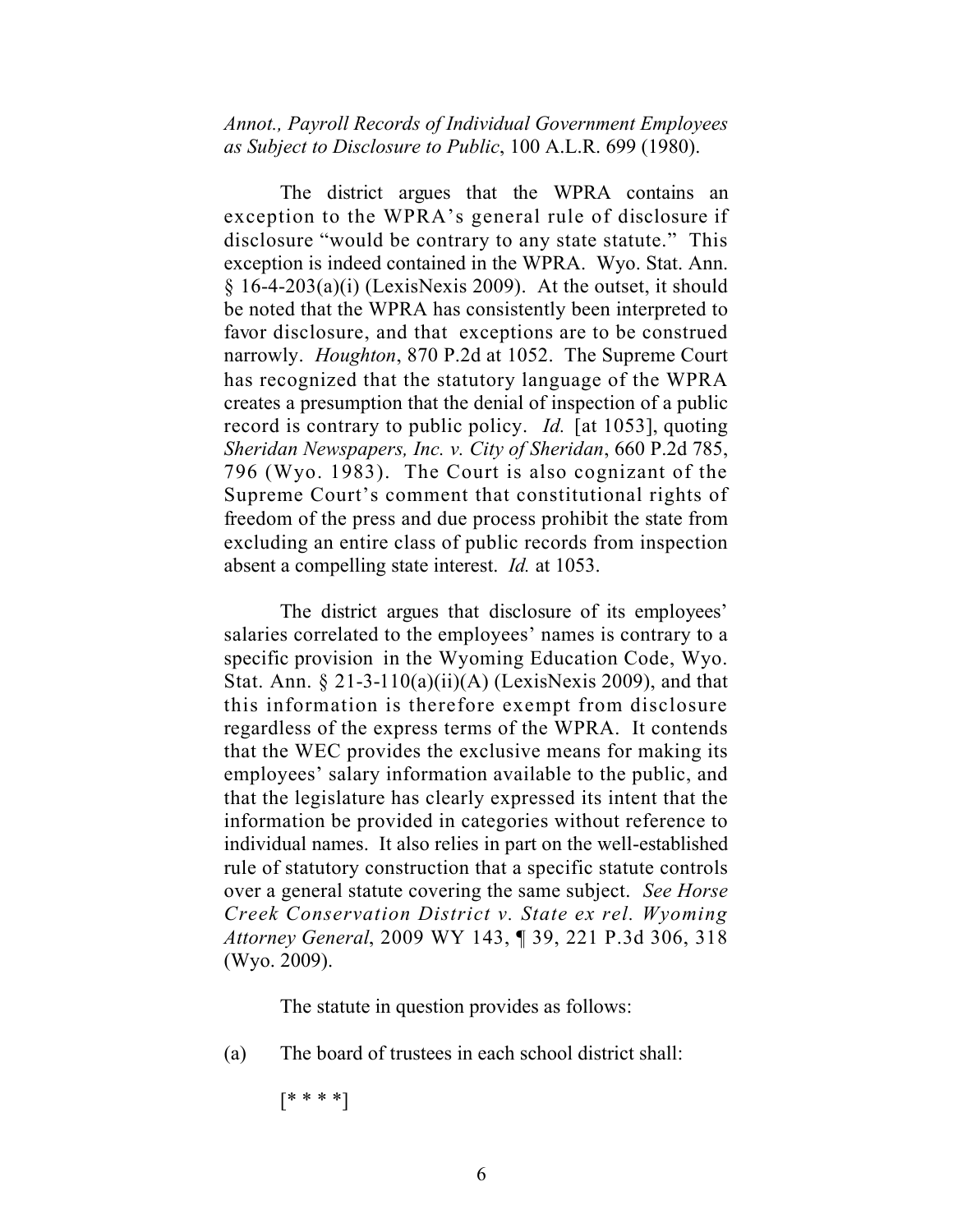*Annot., Payroll Records of Individual Government Employees as Subject to Disclosure to Public*, 100 A.L.R. 699 (1980).

The district argues that the WPRA contains an exception to the WPRA's general rule of disclosure if disclosure "would be contrary to any state statute." This exception is indeed contained in the WPRA. Wyo. Stat. Ann. § 16-4-203(a)(i) (LexisNexis 2009). At the outset, it should be noted that the WPRA has consistently been interpreted to favor disclosure, and that exceptions are to be construed narrowly. *Houghton*, 870 P.2d at 1052. The Supreme Court has recognized that the statutory language of the WPRA creates a presumption that the denial of inspection of a public record is contrary to public policy. *Id.* [at 1053], quoting *Sheridan Newspapers, Inc. v. City of Sheridan*, 660 P.2d 785, 796 (Wyo. 1983). The Court is also cognizant of the Supreme Court's comment that constitutional rights of freedom of the press and due process prohibit the state from excluding an entire class of public records from inspection absent a compelling state interest. *Id.* at 1053.

The district argues that disclosure of its employees' salaries correlated to the employees' names is contrary to a specific provision in the Wyoming Education Code, Wyo. Stat. Ann. § 21-3-110(a)(ii)(A) (LexisNexis 2009), and that this information is therefore exempt from disclosure regardless of the express terms of the WPRA. It contends that the WEC provides the exclusive means for making its employees' salary information available to the public, and that the legislature has clearly expressed its intent that the information be provided in categories without reference to individual names. It also relies in part on the well-established rule of statutory construction that a specific statute controls over a general statute covering the same subject. *See Horse Creek Conservation District v. State ex rel. Wyoming Attorney General*, 2009 WY 143, ¶ 39, 221 P.3d 306, 318 (Wyo. 2009).

The statute in question provides as follows:

(a) The board of trustees in each school district shall:

[* * * *]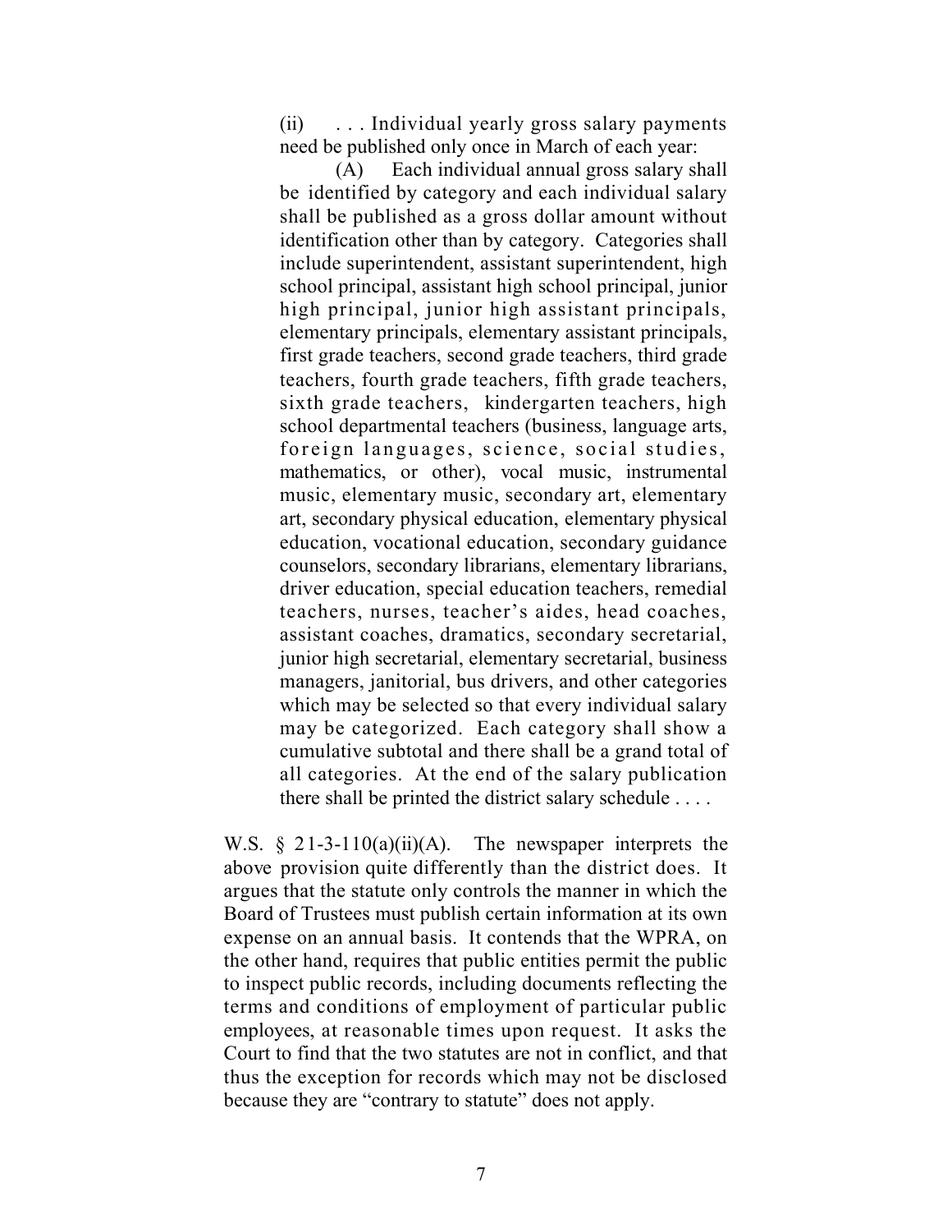> (ii) . . . Individual yearly gross salary payments need be published only once in March of each year:
>
> (A) Each individual annual gross salary shall be identified by category and each individual salary shall be published as a gross dollar amount without identification other than by category. Categories shall include superintendent, assistant superintendent, high school principal, assistant high school principal, junior high principal, junior high assistant principals, elementary principals, elementary assistant principals, first grade teachers, second grade teachers, third grade teachers, fourth grade teachers, fifth grade teachers, sixth grade teachers, kindergarten teachers, high school departmental teachers (business, language arts, foreign languages, science, social studies, mathematics, or other), vocal music, instrumental music, elementary music, secondary art, elementary art, secondary physical education, elementary physical education, vocational education, secondary guidance counselors, secondary librarians, elementary librarians, driver education, special education teachers, remedial teachers, nurses, teacher's aides, head coaches, assistant coaches, dramatics, secondary secretarial, junior high secretarial, elementary secretarial, business managers, janitorial, bus drivers, and other categories which may be selected so that every individual salary may be categorized. Each category shall show a cumulative subtotal and there shall be a grand total of all categories. At the end of the salary publication there shall be printed the district salary schedule . . . .

W.S. § 21-3-110(a)(ii)(A). The newspaper interprets the above provision quite differently than the district does. It argues that the statute only controls the manner in which the Board of Trustees must publish certain information at its own expense on an annual basis. It contends that the WPRA, on the other hand, requires that public entities permit the public to inspect public records, including documents reflecting the terms and conditions of employment of particular public employees, at reasonable times upon request. It asks the Court to find that the two statutes are not in conflict, and that thus the exception for records which may not be disclosed because they are "contrary to statute" does not apply.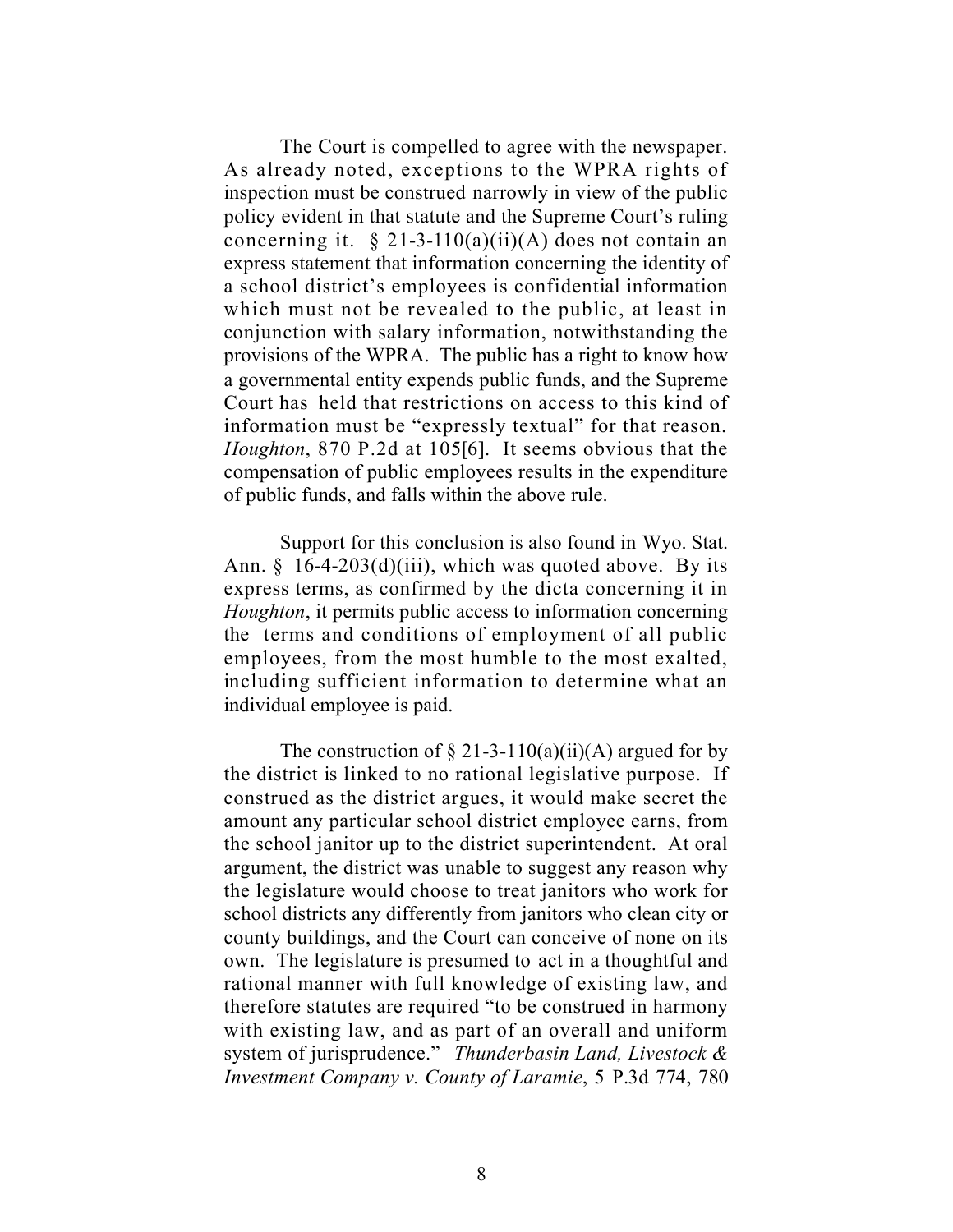The Court is compelled to agree with the newspaper. As already noted, exceptions to the WPRA rights of inspection must be construed narrowly in view of the public policy evident in that statute and the Supreme Court's ruling concerning it. § 21-3-110(a)(ii)(A) does not contain an express statement that information concerning the identity of a school district's employees is confidential information which must not be revealed to the public, at least in conjunction with salary information, notwithstanding the provisions of the WPRA. The public has a right to know how a governmental entity expends public funds, and the Supreme Court has held that restrictions on access to this kind of information must be "expressly textual" for that reason. *Houghton*, 870 P.2d at 105[6]. It seems obvious that the compensation of public employees results in the expenditure of public funds, and falls within the above rule.

Support for this conclusion is also found in Wyo. Stat. Ann. § 16-4-203(d)(iii), which was quoted above. By its express terms, as confirmed by the dicta concerning it in *Houghton*, it permits public access to information concerning the terms and conditions of employment of all public employees, from the most humble to the most exalted, including sufficient information to determine what an individual employee is paid.

The construction of § 21-3-110(a)(ii)(A) argued for by the district is linked to no rational legislative purpose. If construed as the district argues, it would make secret the amount any particular school district employee earns, from the school janitor up to the district superintendent. At oral argument, the district was unable to suggest any reason why the legislature would choose to treat janitors who work for school districts any differently from janitors who clean city or county buildings, and the Court can conceive of none on its own. The legislature is presumed to act in a thoughtful and rational manner with full knowledge of existing law, and therefore statutes are required "to be construed in harmony with existing law, and as part of an overall and uniform system of jurisprudence." *Thunderbasin Land, Livestock & Investment Company v. County of Laramie*, 5 P.3d 774, 780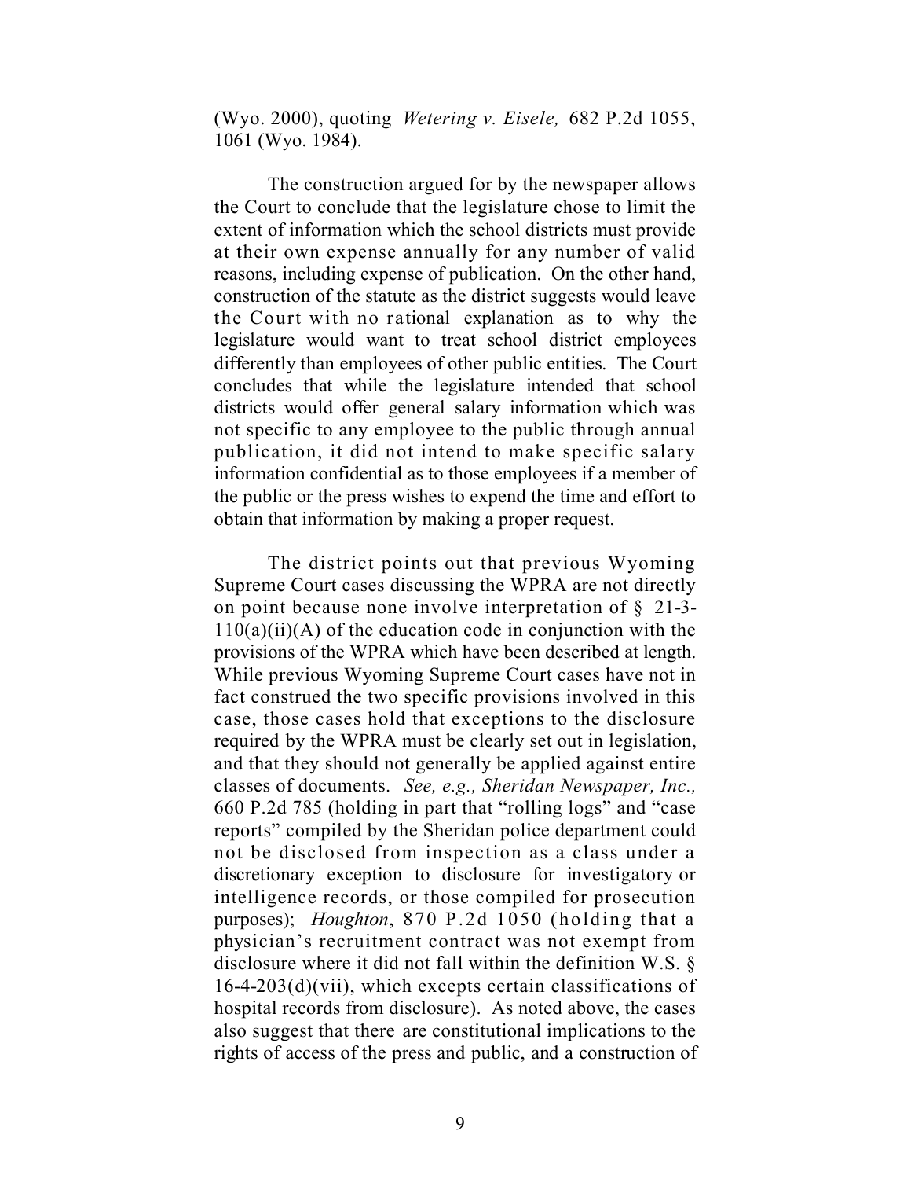(Wyo. 2000), quoting *Wetering v. Eisele,* 682 P.2d 1055, 1061 (Wyo. 1984).

The construction argued for by the newspaper allows the Court to conclude that the legislature chose to limit the extent of information which the school districts must provide at their own expense annually for any number of valid reasons, including expense of publication. On the other hand, construction of the statute as the district suggests would leave the Court with no rational explanation as to why the legislature would want to treat school district employees differently than employees of other public entities. The Court concludes that while the legislature intended that school districts would offer general salary information which was not specific to any employee to the public through annual publication, it did not intend to make specific salary information confidential as to those employees if a member of the public or the press wishes to expend the time and effort to obtain that information by making a proper request.

The district points out that previous Wyoming Supreme Court cases discussing the WPRA are not directly on point because none involve interpretation of § 21-3-110(a)(ii)(A) of the education code in conjunction with the provisions of the WPRA which have been described at length. While previous Wyoming Supreme Court cases have not in fact construed the two specific provisions involved in this case, those cases hold that exceptions to the disclosure required by the WPRA must be clearly set out in legislation, and that they should not generally be applied against entire classes of documents. *See, e.g., Sheridan Newspaper, Inc.,* 660 P.2d 785 (holding in part that "rolling logs" and "case reports" compiled by the Sheridan police department could not be disclosed from inspection as a class under a discretionary exception to disclosure for investigatory or intelligence records, or those compiled for prosecution purposes); *Houghton*, 870 P.2d 1050 (holding that a physician's recruitment contract was not exempt from disclosure where it did not fall within the definition W.S. § 16-4-203(d)(vii), which excepts certain classifications of hospital records from disclosure). As noted above, the cases also suggest that there are constitutional implications to the rights of access of the press and public, and a construction of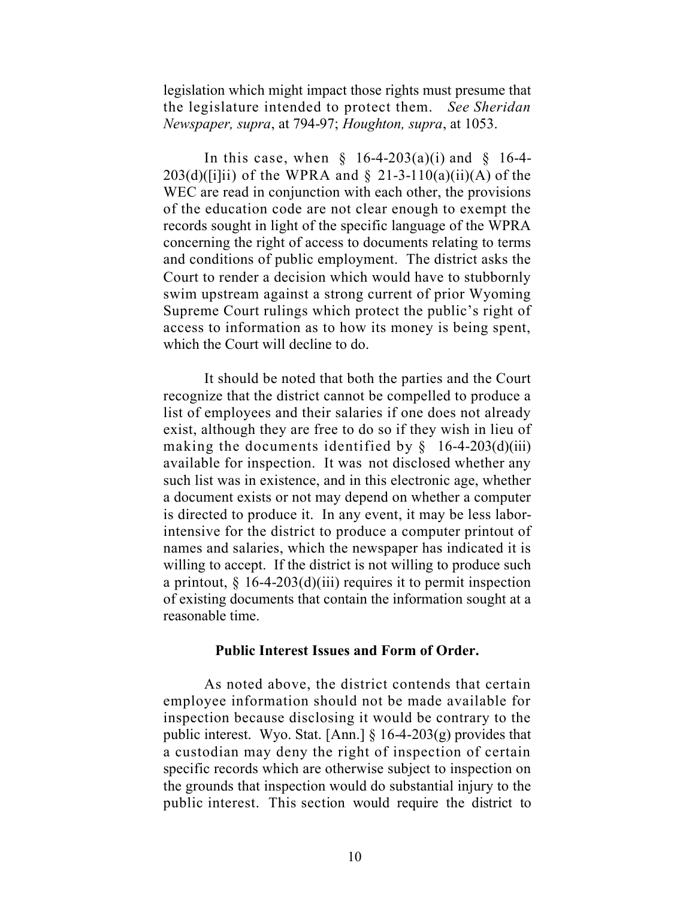legislation which might impact those rights must presume that the legislature intended to protect them. *See Sheridan Newspaper, supra*, at 794-97; *Houghton, supra*, at 1053.

In this case, when § 16-4-203(a)(i) and § 16-4-203(d)([i]ii) of the WPRA and § 21-3-110(a)(ii)(A) of the WEC are read in conjunction with each other, the provisions of the education code are not clear enough to exempt the records sought in light of the specific language of the WPRA concerning the right of access to documents relating to terms and conditions of public employment. The district asks the Court to render a decision which would have to stubbornly swim upstream against a strong current of prior Wyoming Supreme Court rulings which protect the public's right of access to information as to how its money is being spent, which the Court will decline to do.

It should be noted that both the parties and the Court recognize that the district cannot be compelled to produce a list of employees and their salaries if one does not already exist, although they are free to do so if they wish in lieu of making the documents identified by § 16-4-203(d)(iii) available for inspection. It was not disclosed whether any such list was in existence, and in this electronic age, whether a document exists or not may depend on whether a computer is directed to produce it. In any event, it may be less labor-intensive for the district to produce a computer printout of names and salaries, which the newspaper has indicated it is willing to accept. If the district is not willing to produce such a printout, § 16-4-203(d)(iii) requires it to permit inspection of existing documents that contain the information sought at a reasonable time.

**Public Interest Issues and Form of Order.**

As noted above, the district contends that certain employee information should not be made available for inspection because disclosing it would be contrary to the public interest. Wyo. Stat. [Ann.] § 16-4-203(g) provides that a custodian may deny the right of inspection of certain specific records which are otherwise subject to inspection on the grounds that inspection would do substantial injury to the public interest. This section would require the district to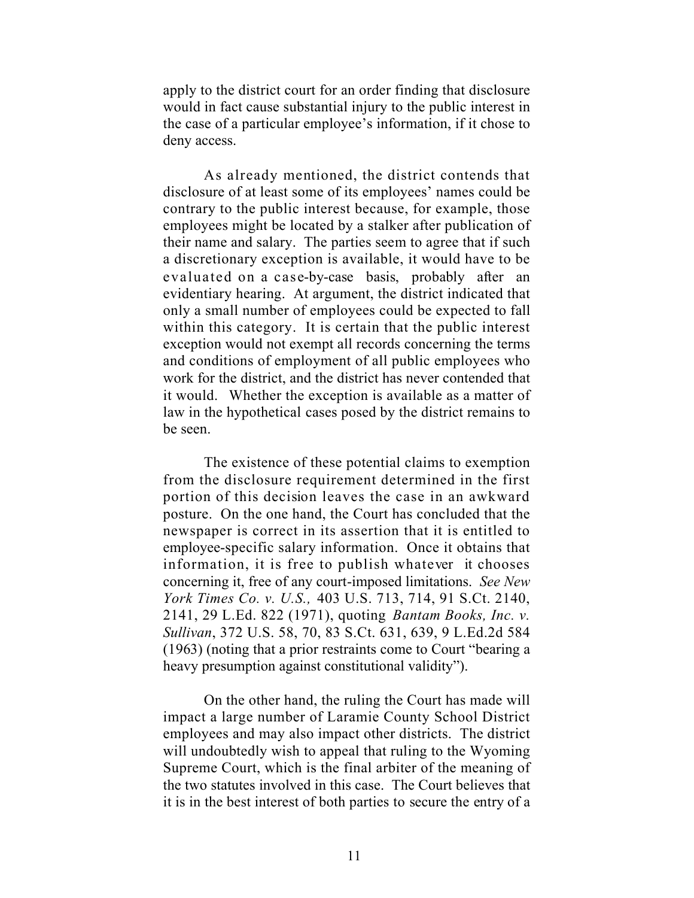apply to the district court for an order finding that disclosure would in fact cause substantial injury to the public interest in the case of a particular employee's information, if it chose to deny access.

As already mentioned, the district contends that disclosure of at least some of its employees' names could be contrary to the public interest because, for example, those employees might be located by a stalker after publication of their name and salary. The parties seem to agree that if such a discretionary exception is available, it would have to be evaluated on a case-by-case basis, probably after an evidentiary hearing. At argument, the district indicated that only a small number of employees could be expected to fall within this category. It is certain that the public interest exception would not exempt all records concerning the terms and conditions of employment of all public employees who work for the district, and the district has never contended that it would. Whether the exception is available as a matter of law in the hypothetical cases posed by the district remains to be seen.

The existence of these potential claims to exemption from the disclosure requirement determined in the first portion of this decision leaves the case in an awkward posture. On the one hand, the Court has concluded that the newspaper is correct in its assertion that it is entitled to employee-specific salary information. Once it obtains that information, it is free to publish whatever it chooses concerning it, free of any court-imposed limitations. *See New York Times Co. v. U.S.,* 403 U.S. 713, 714, 91 S.Ct. 2140, 2141, 29 L.Ed. 822 (1971), quoting *Bantam Books, Inc. v. Sullivan*, 372 U.S. 58, 70, 83 S.Ct. 631, 639, 9 L.Ed.2d 584 (1963) (noting that a prior restraints come to Court "bearing a heavy presumption against constitutional validity").

On the other hand, the ruling the Court has made will impact a large number of Laramie County School District employees and may also impact other districts. The district will undoubtedly wish to appeal that ruling to the Wyoming Supreme Court, which is the final arbiter of the meaning of the two statutes involved in this case. The Court believes that it is in the best interest of both parties to secure the entry of a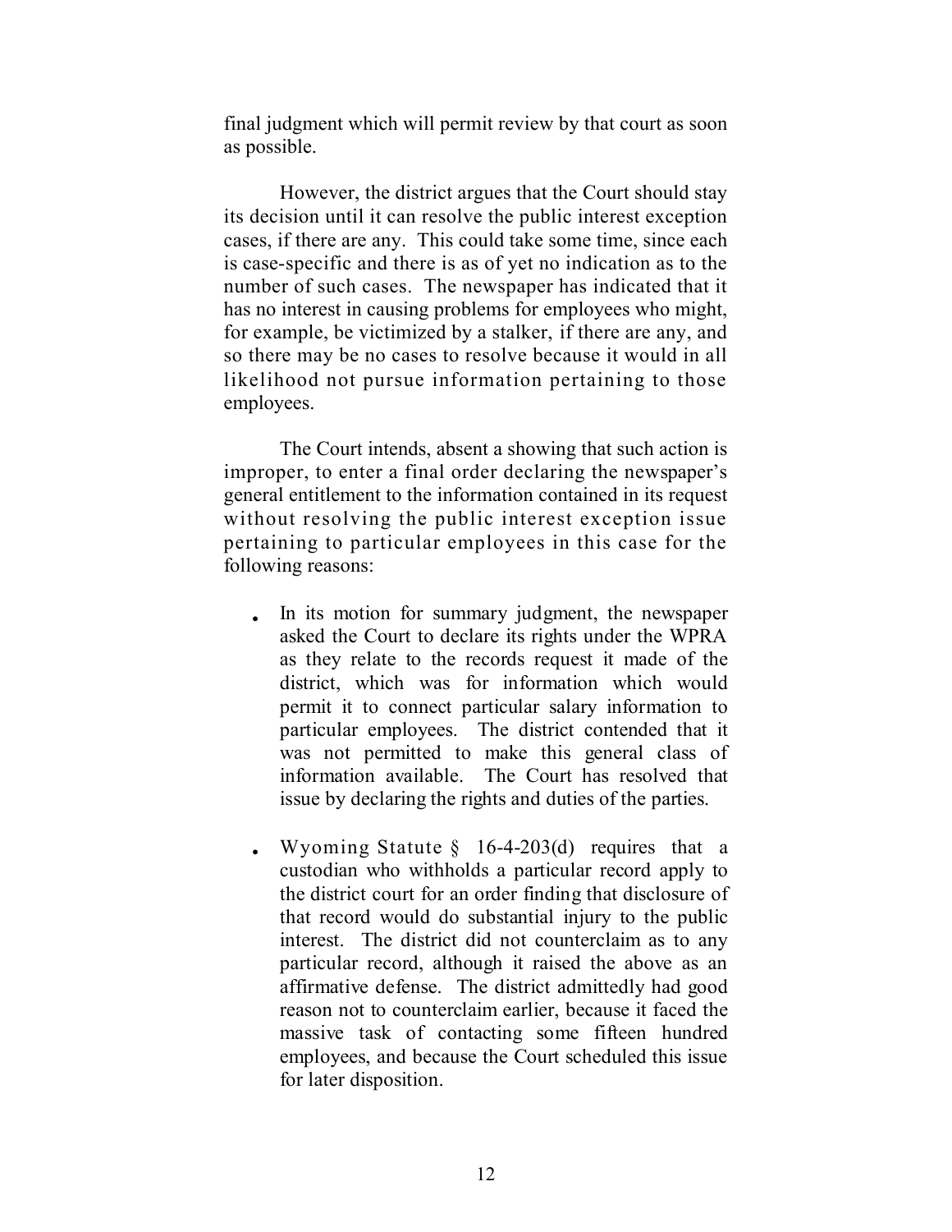final judgment which will permit review by that court as soon as possible.

However, the district argues that the Court should stay its decision until it can resolve the public interest exception cases, if there are any. This could take some time, since each is case-specific and there is as of yet no indication as to the number of such cases. The newspaper has indicated that it has no interest in causing problems for employees who might, for example, be victimized by a stalker, if there are any, and so there may be no cases to resolve because it would in all likelihood not pursue information pertaining to those employees.

The Court intends, absent a showing that such action is improper, to enter a final order declaring the newspaper's general entitlement to the information contained in its request without resolving the public interest exception issue pertaining to particular employees in this case for the following reasons:

- In its motion for summary judgment, the newspaper asked the Court to declare its rights under the WPRA as they relate to the records request it made of the district, which was for information which would permit it to connect particular salary information to particular employees. The district contended that it was not permitted to make this general class of information available. The Court has resolved that issue by declaring the rights and duties of the parties.
- Wyoming Statute § 16-4-203(d) requires that a custodian who withholds a particular record apply to the district court for an order finding that disclosure of that record would do substantial injury to the public interest. The district did not counterclaim as to any particular record, although it raised the above as an affirmative defense. The district admittedly had good reason not to counterclaim earlier, because it faced the massive task of contacting some fifteen hundred employees, and because the Court scheduled this issue for later disposition.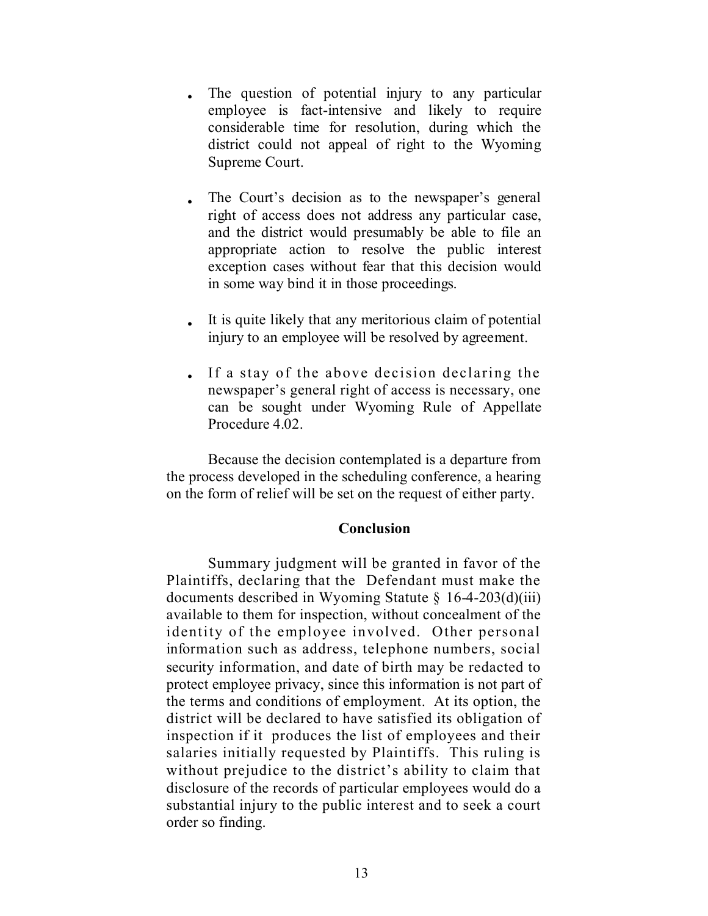- The question of potential injury to any particular employee is fact-intensive and likely to require considerable time for resolution, during which the district could not appeal of right to the Wyoming Supreme Court.

- The Court's decision as to the newspaper's general right of access does not address any particular case, and the district would presumably be able to file an appropriate action to resolve the public interest exception cases without fear that this decision would in some way bind it in those proceedings.

- It is quite likely that any meritorious claim of potential injury to an employee will be resolved by agreement.

- If a stay of the above decision declaring the newspaper's general right of access is necessary, one can be sought under Wyoming Rule of Appellate Procedure 4.02.

Because the decision contemplated is a departure from the process developed in the scheduling conference, a hearing on the form of relief will be set on the request of either party.

**Conclusion**

Summary judgment will be granted in favor of the Plaintiffs, declaring that the Defendant must make the documents described in Wyoming Statute § 16-4-203(d)(iii) available to them for inspection, without concealment of the identity of the employee involved. Other personal information such as address, telephone numbers, social security information, and date of birth may be redacted to protect employee privacy, since this information is not part of the terms and conditions of employment. At its option, the district will be declared to have satisfied its obligation of inspection if it produces the list of employees and their salaries initially requested by Plaintiffs. This ruling is without prejudice to the district's ability to claim that disclosure of the records of particular employees would do a substantial injury to the public interest and to seek a court order so finding.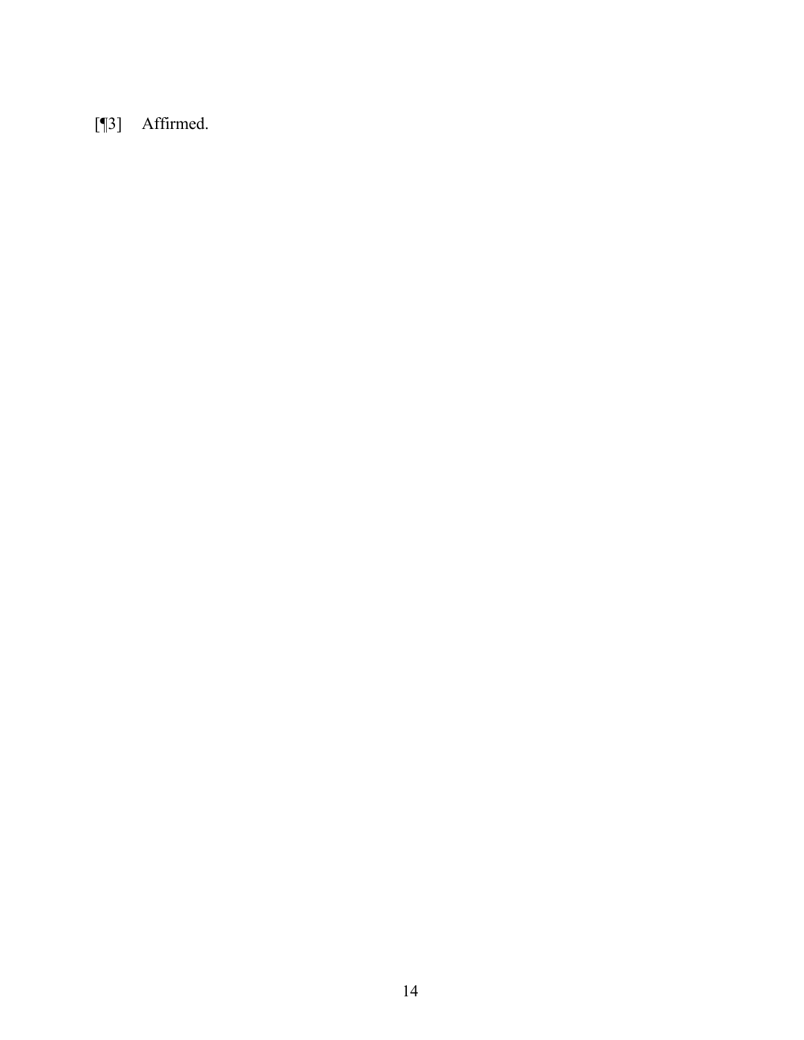[¶3] Affirmed.